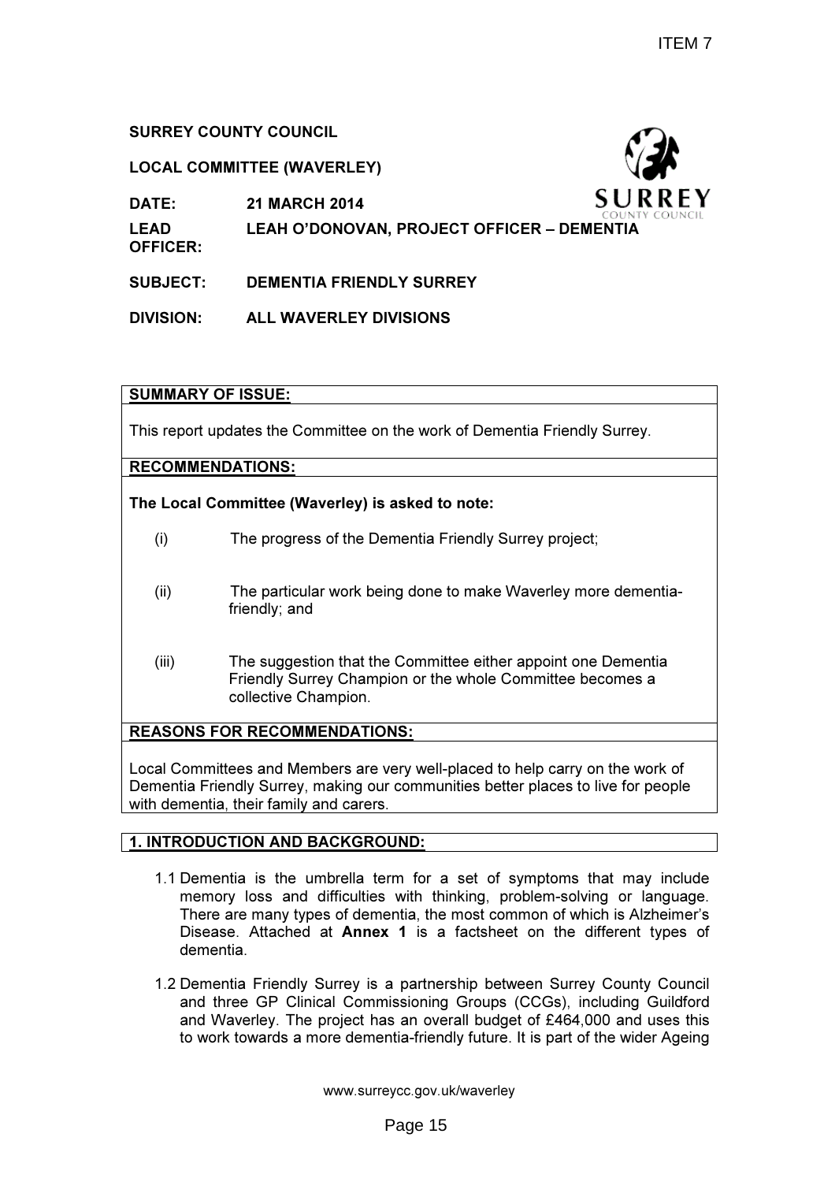ITEM 7

**SURREY COUNTY COUNCIL**

**LOCAL COMMITTEE (WAVERLEY)**

**DATE:** 21 MARCH 2014

**LEAD OFFICER:** LEAH O'DONOVAN, PROJECT OFFICER – DEMENTIA

**SUBJECT:** DEMENTIA FRIENDLY SURREY

**DIVISION:** ALL WAVERLEY DIVISIONS

**SUMMARY OF ISSUE:**

This report updates the Committee on the work of Dementia Friendly Surrey.

**RECOMMENDATIONS:**

**The Local Committee (Waverley) is asked to note:**

(i) The progress of the Dementia Friendly Surrey project;

(ii) The particular work being done to make Waverley more dementia-friendly; and

(iii) The suggestion that the Committee either appoint one Dementia Friendly Surrey Champion or the whole Committee becomes a collective Champion.

**REASONS FOR RECOMMENDATIONS:**

Local Committees and Members are very well-placed to help carry on the work of Dementia Friendly Surrey, making our communities better places to live for people with dementia, their family and carers.

## 1. INTRODUCTION AND BACKGROUND:

1.1 Dementia is the umbrella term for a set of symptoms that may include memory loss and difficulties with thinking, problem-solving or language. There are many types of dementia, the most common of which is Alzheimer's Disease. Attached at **Annex 1** is a factsheet on the different types of dementia.

1.2 Dementia Friendly Surrey is a partnership between Surrey County Council and three GP Clinical Commissioning Groups (CCGs), including Guildford and Waverley. The project has an overall budget of £464,000 and uses this to work towards a more dementia-friendly future. It is part of the wider Ageing

www.surreycc.gov.uk/waverley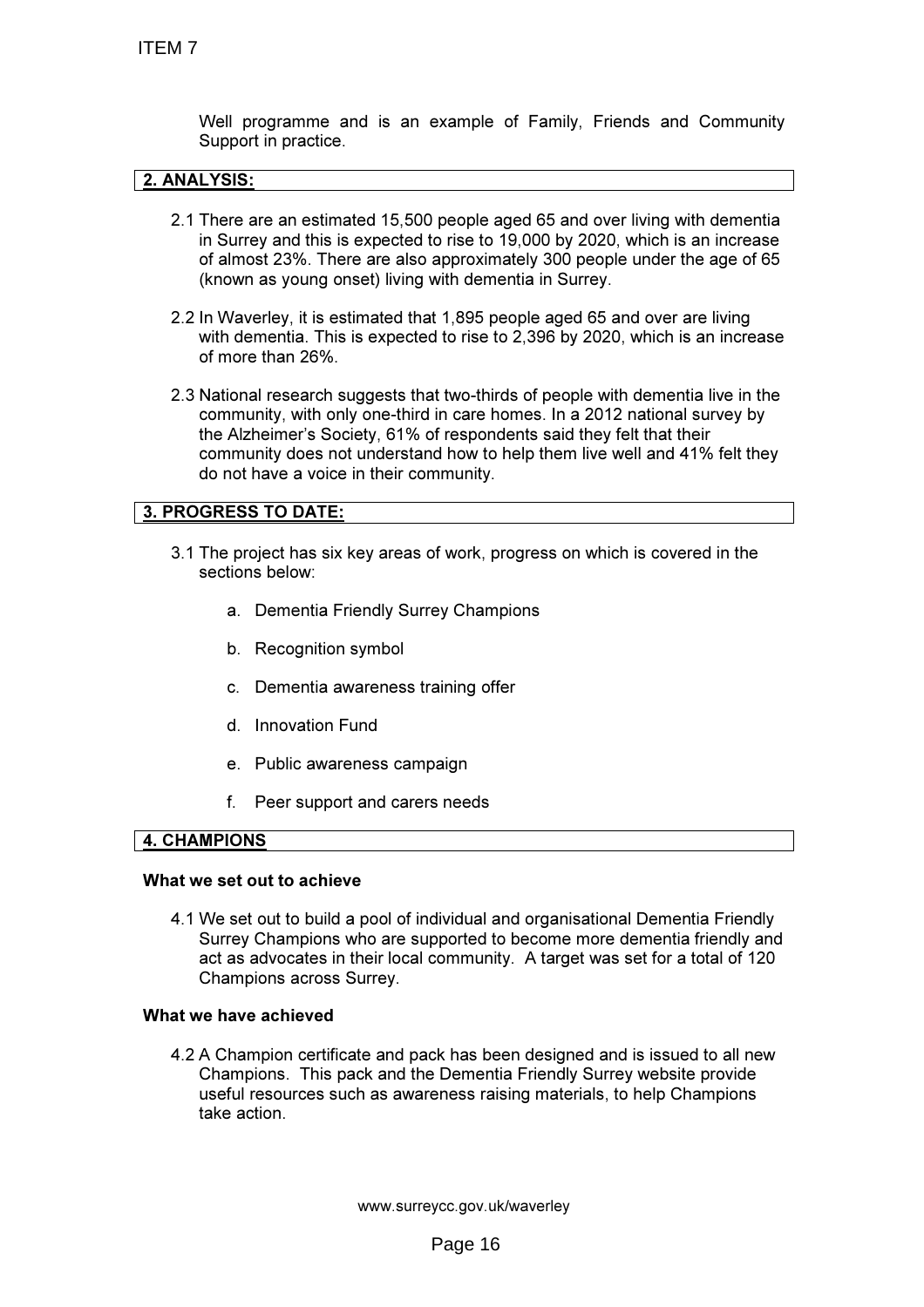Well programme and is an example of Family, Friends and Community Support in practice.

## 2. ANALYSIS:

2.1 There are an estimated 15,500 people aged 65 and over living with dementia in Surrey and this is expected to rise to 19,000 by 2020, which is an increase of almost 23%. There are also approximately 300 people under the age of 65 (known as young onset) living with dementia in Surrey.

2.2 In Waverley, it is estimated that 1,895 people aged 65 and over are living with dementia. This is expected to rise to 2,396 by 2020, which is an increase of more than 26%.

2.3 National research suggests that two-thirds of people with dementia live in the community, with only one-third in care homes. In a 2012 national survey by the Alzheimer's Society, 61% of respondents said they felt that their community does not understand how to help them live well and 41% felt they do not have a voice in their community.

## 3. PROGRESS TO DATE:

3.1 The project has six key areas of work, progress on which is covered in the sections below:

a. Dementia Friendly Surrey Champions

b. Recognition symbol

c. Dementia awareness training offer

d. Innovation Fund

e. Public awareness campaign

f. Peer support and carers needs

## 4. CHAMPIONS

### What we set out to achieve

4.1 We set out to build a pool of individual and organisational Dementia Friendly Surrey Champions who are supported to become more dementia friendly and act as advocates in their local community. A target was set for a total of 120 Champions across Surrey.

### What we have achieved

4.2 A Champion certificate and pack has been designed and is issued to all new Champions. This pack and the Dementia Friendly Surrey website provide useful resources such as awareness raising materials, to help Champions take action.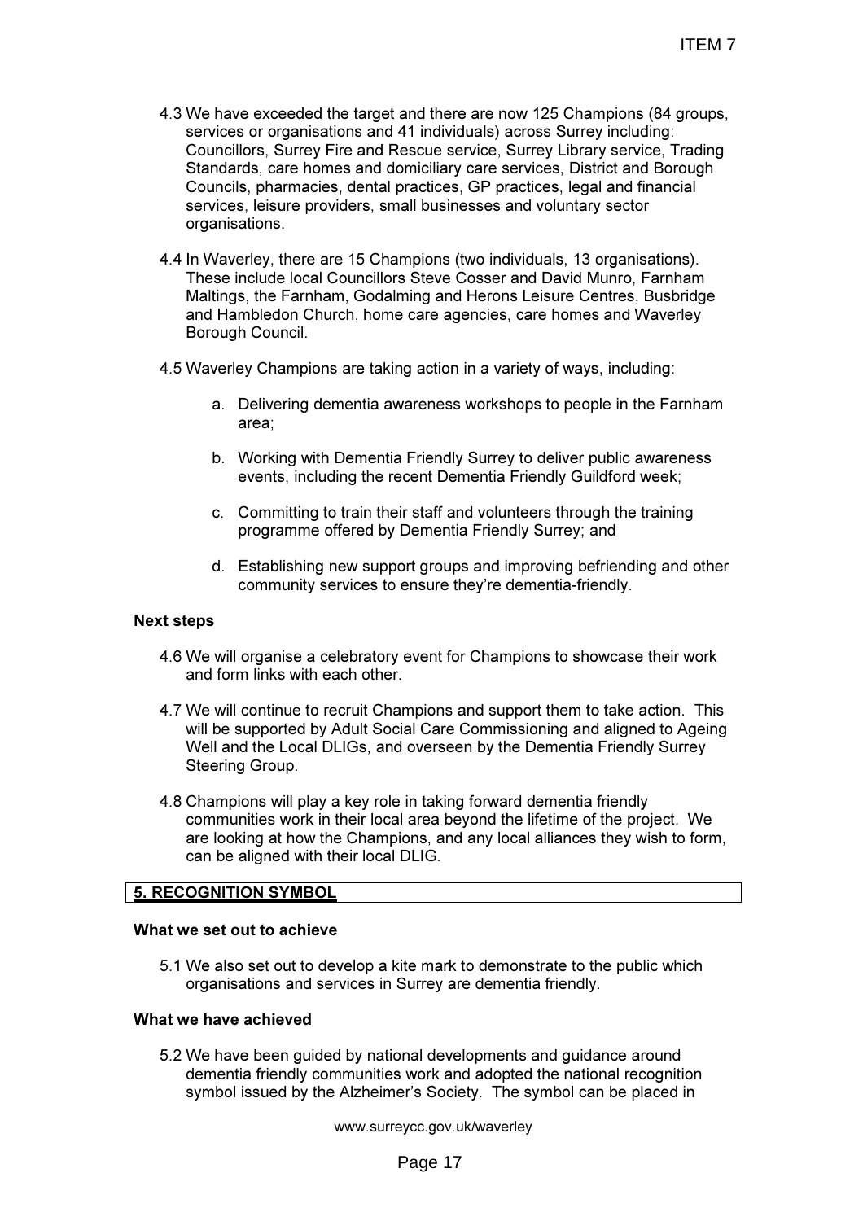4.3 We have exceeded the target and there are now 125 Champions (84 groups, services or organisations and 41 individuals) across Surrey including: Councillors, Surrey Fire and Rescue service, Surrey Library service, Trading Standards, care homes and domiciliary care services, District and Borough Councils, pharmacies, dental practices, GP practices, legal and financial services, leisure providers, small businesses and voluntary sector organisations.

4.4 In Waverley, there are 15 Champions (two individuals, 13 organisations). These include local Councillors Steve Cosser and David Munro, Farnham Maltings, the Farnham, Godalming and Herons Leisure Centres, Busbridge and Hambledon Church, home care agencies, care homes and Waverley Borough Council.

4.5 Waverley Champions are taking action in a variety of ways, including:

a. Delivering dementia awareness workshops to people in the Farnham area;

b. Working with Dementia Friendly Surrey to deliver public awareness events, including the recent Dementia Friendly Guildford week;

c. Committing to train their staff and volunteers through the training programme offered by Dementia Friendly Surrey; and

d. Establishing new support groups and improving befriending and other community services to ensure they're dementia-friendly.

**Next steps**

4.6 We will organise a celebratory event for Champions to showcase their work and form links with each other.

4.7 We will continue to recruit Champions and support them to take action. This will be supported by Adult Social Care Commissioning and aligned to Ageing Well and the Local DLIGs, and overseen by the Dementia Friendly Surrey Steering Group.

4.8 Champions will play a key role in taking forward dementia friendly communities work in their local area beyond the lifetime of the project. We are looking at how the Champions, and any local alliances they wish to form, can be aligned with their local DLIG.

## 5. RECOGNITION SYMBOL

**What we set out to achieve**

5.1 We also set out to develop a kite mark to demonstrate to the public which organisations and services in Surrey are dementia friendly.

**What we have achieved**

5.2 We have been guided by national developments and guidance around dementia friendly communities work and adopted the national recognition symbol issued by the Alzheimer's Society. The symbol can be placed in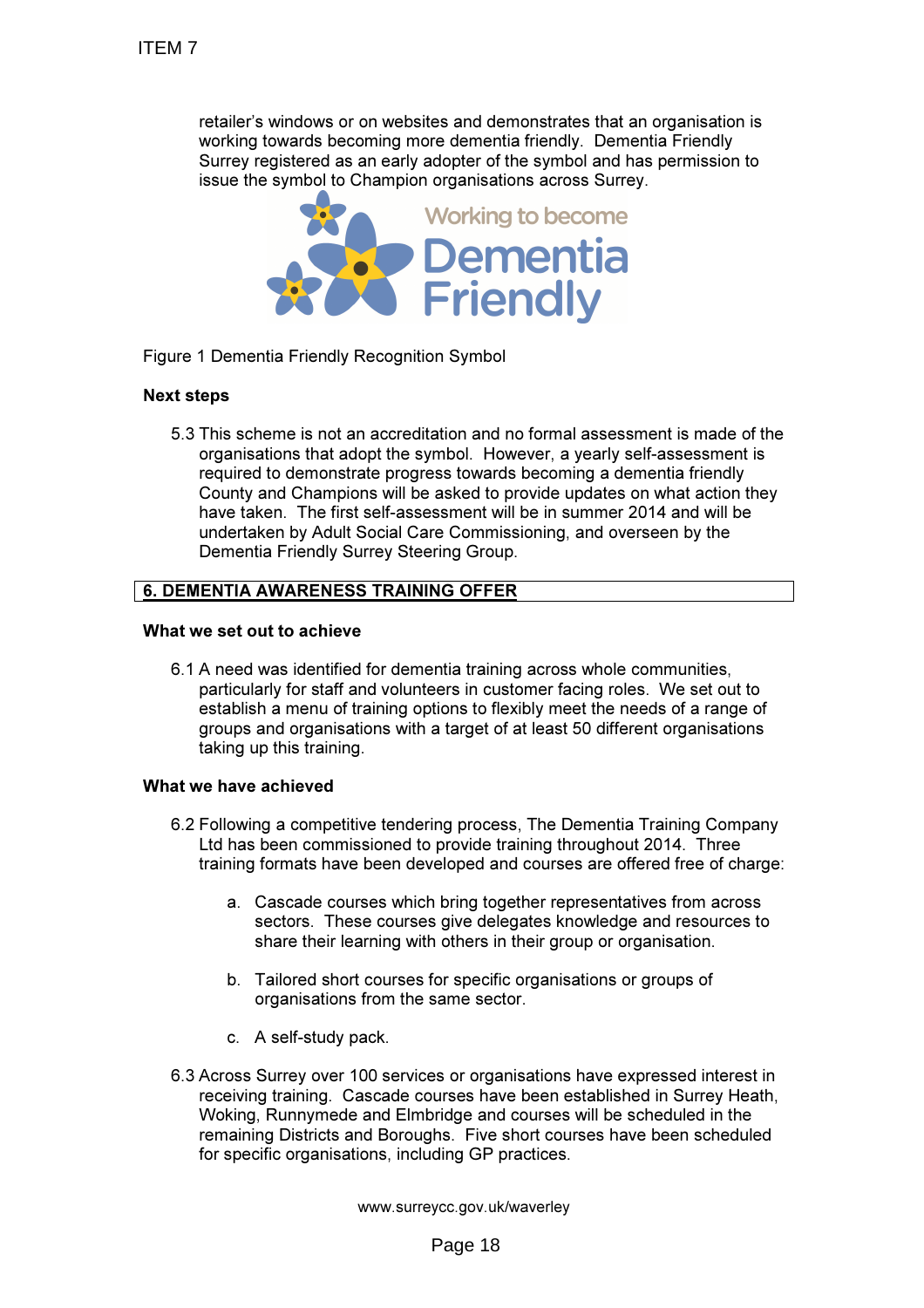retailer's windows or on websites and demonstrates that an organisation is working towards becoming more dementia friendly. Dementia Friendly Surrey registered as an early adopter of the symbol and has permission to issue the symbol to Champion organisations across Surrey.

Figure 1 Dementia Friendly Recognition Symbol

**Next steps**

5.3 This scheme is not an accreditation and no formal assessment is made of the organisations that adopt the symbol. However, a yearly self-assessment is required to demonstrate progress towards becoming a dementia friendly County and Champions will be asked to provide updates on what action they have taken. The first self-assessment will be in summer 2014 and will be undertaken by Adult Social Care Commissioning, and overseen by the Dementia Friendly Surrey Steering Group.

## 6. DEMENTIA AWARENESS TRAINING OFFER

**What we set out to achieve**

6.1 A need was identified for dementia training across whole communities, particularly for staff and volunteers in customer facing roles. We set out to establish a menu of training options to flexibly meet the needs of a range of groups and organisations with a target of at least 50 different organisations taking up this training.

**What we have achieved**

6.2 Following a competitive tendering process, The Dementia Training Company Ltd has been commissioned to provide training throughout 2014. Three training formats have been developed and courses are offered free of charge:

a. Cascade courses which bring together representatives from across sectors. These courses give delegates knowledge and resources to share their learning with others in their group or organisation.

b. Tailored short courses for specific organisations or groups of organisations from the same sector.

c. A self-study pack.

6.3 Across Surrey over 100 services or organisations have expressed interest in receiving training. Cascade courses have been established in Surrey Heath, Woking, Runnymede and Elmbridge and courses will be scheduled in the remaining Districts and Boroughs. Five short courses have been scheduled for specific organisations, including GP practices.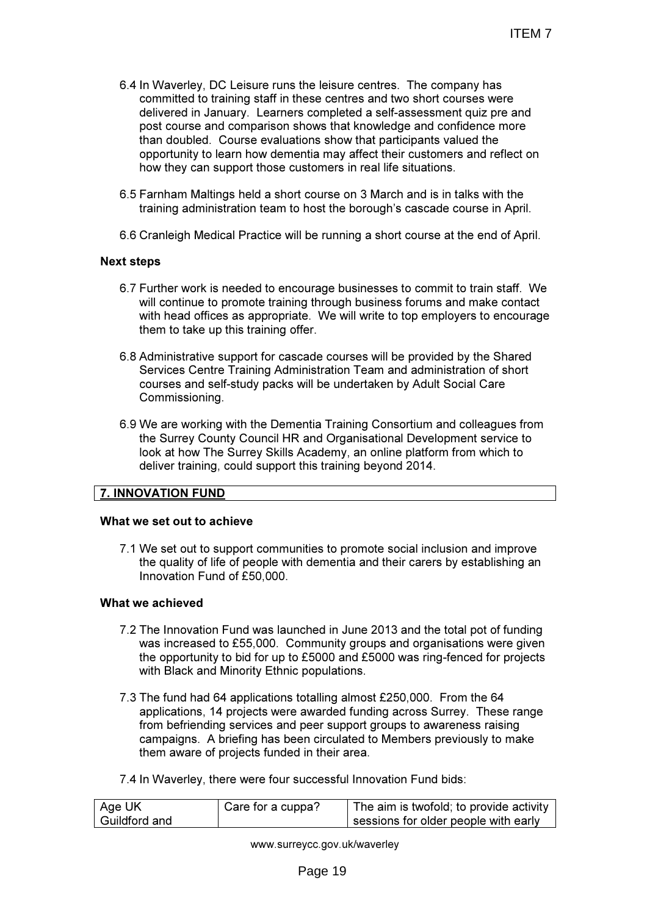6.4 In Waverley, DC Leisure runs the leisure centres. The company has committed to training staff in these centres and two short courses were delivered in January. Learners completed a self-assessment quiz pre and post course and comparison shows that knowledge and confidence more than doubled. Course evaluations show that participants valued the opportunity to learn how dementia may affect their customers and reflect on how they can support those customers in real life situations.

6.5 Farnham Maltings held a short course on 3 March and is in talks with the training administration team to host the borough's cascade course in April.

6.6 Cranleigh Medical Practice will be running a short course at the end of April.

**Next steps**

6.7 Further work is needed to encourage businesses to commit to train staff. We will continue to promote training through business forums and make contact with head offices as appropriate. We will write to top employers to encourage them to take up this training offer.

6.8 Administrative support for cascade courses will be provided by the Shared Services Centre Training Administration Team and administration of short courses and self-study packs will be undertaken by Adult Social Care Commissioning.

6.9 We are working with the Dementia Training Consortium and colleagues from the Surrey County Council HR and Organisational Development service to look at how The Surrey Skills Academy, an online platform from which to deliver training, could support this training beyond 2014.

## 7. INNOVATION FUND

**What we set out to achieve**

7.1 We set out to support communities to promote social inclusion and improve the quality of life of people with dementia and their carers by establishing an Innovation Fund of £50,000.

**What we achieved**

7.2 The Innovation Fund was launched in June 2013 and the total pot of funding was increased to £55,000. Community groups and organisations were given the opportunity to bid for up to £5000 and £5000 was ring-fenced for projects with Black and Minority Ethnic populations.

7.3 The fund had 64 applications totalling almost £250,000. From the 64 applications, 14 projects were awarded funding across Surrey. These range from befriending services and peer support groups to awareness raising campaigns. A briefing has been circulated to Members previously to make them aware of projects funded in their area.

7.4 In Waverley, there were four successful Innovation Fund bids:

| Age UK Guildford and | Care for a cuppa? | The aim is twofold; to provide activity sessions for older people with early |
|---|---|---|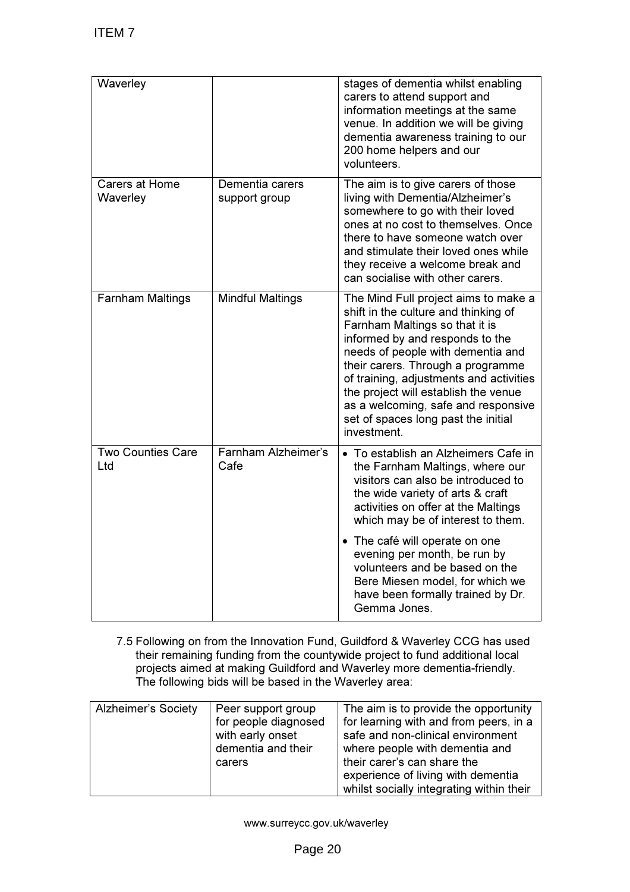| | | |
|---|---|---|
| Waverley | | stages of dementia whilst enabling carers to attend support and information meetings at the same venue. In addition we will be giving dementia awareness training to our 200 home helpers and our volunteers. |
| Carers at Home Waverley | Dementia carers support group | The aim is to give carers of those living with Dementia/Alzheimer's somewhere to go with their loved ones at no cost to themselves. Once there to have someone watch over and stimulate their loved ones while they receive a welcome break and can socialise with other carers. |
| Farnham Maltings | Mindful Maltings | The Mind Full project aims to make a shift in the culture and thinking of Farnham Maltings so that it is informed by and responds to the needs of people with dementia and their carers. Through a programme of training, adjustments and activities the project will establish the venue as a welcoming, safe and responsive set of spaces long past the initial investment. |
| Two Counties Care Ltd | Farnham Alzheimer's Cafe | • To establish an Alzheimers Cafe in the Farnham Maltings, where our visitors can also be introduced to the wide variety of arts & craft activities on offer at the Maltings which may be of interest to them.<br>• The café will operate on one evening per month, be run by volunteers and be based on the Bere Miesen model, for which we have been formally trained by Dr. Gemma Jones. |

7.5 Following on from the Innovation Fund, Guildford & Waverley CCG has used their remaining funding from the countywide project to fund additional local projects aimed at making Guildford and Waverley more dementia-friendly. The following bids will be based in the Waverley area:

| | | |
|---|---|---|
| Alzheimer's Society | Peer support group for people diagnosed with early onset dementia and their carers | The aim is to provide the opportunity for learning with and from peers, in a safe and non-clinical environment where people with dementia and their carer's can share the experience of living with dementia whilst socially integrating within their |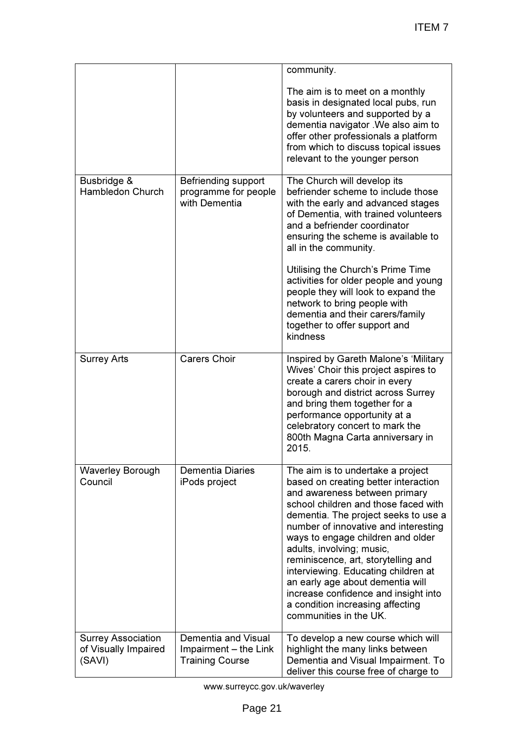| | | |
|---|---|---|
| | | community.<br><br>The aim is to meet on a monthly basis in designated local pubs, run by volunteers and supported by a dementia navigator .We also aim to offer other professionals a platform from which to discuss topical issues relevant to the younger person |
| Busbridge & Hambledon Church | Befriending support programme for people with Dementia | The Church will develop its befriender scheme to include those with the early and advanced stages of Dementia, with trained volunteers and a befriender coordinator ensuring the scheme is available to all in the community.<br><br>Utilising the Church's Prime Time activities for older people and young people they will look to expand the network to bring people with dementia and their carers/family together to offer support and kindness |
| Surrey Arts | Carers Choir | Inspired by Gareth Malone's 'Military Wives' Choir this project aspires to create a carers choir in every borough and district across Surrey and bring them together for a performance opportunity at a celebratory concert to mark the 800th Magna Carta anniversary in 2015. |
| Waverley Borough Council | Dementia Diaries iPods project | The aim is to undertake a project based on creating better interaction and awareness between primary school children and those faced with dementia. The project seeks to use a number of innovative and interesting ways to engage children and older adults, involving; music, reminiscence, art, storytelling and interviewing. Educating children at an early age about dementia will increase confidence and insight into a condition increasing affecting communities in the UK. |
| Surrey Association of Visually Impaired (SAVI) | Dementia and Visual Impairment – the Link Training Course | To develop a new course which will highlight the many links between Dementia and Visual Impairment. To deliver this course free of charge to |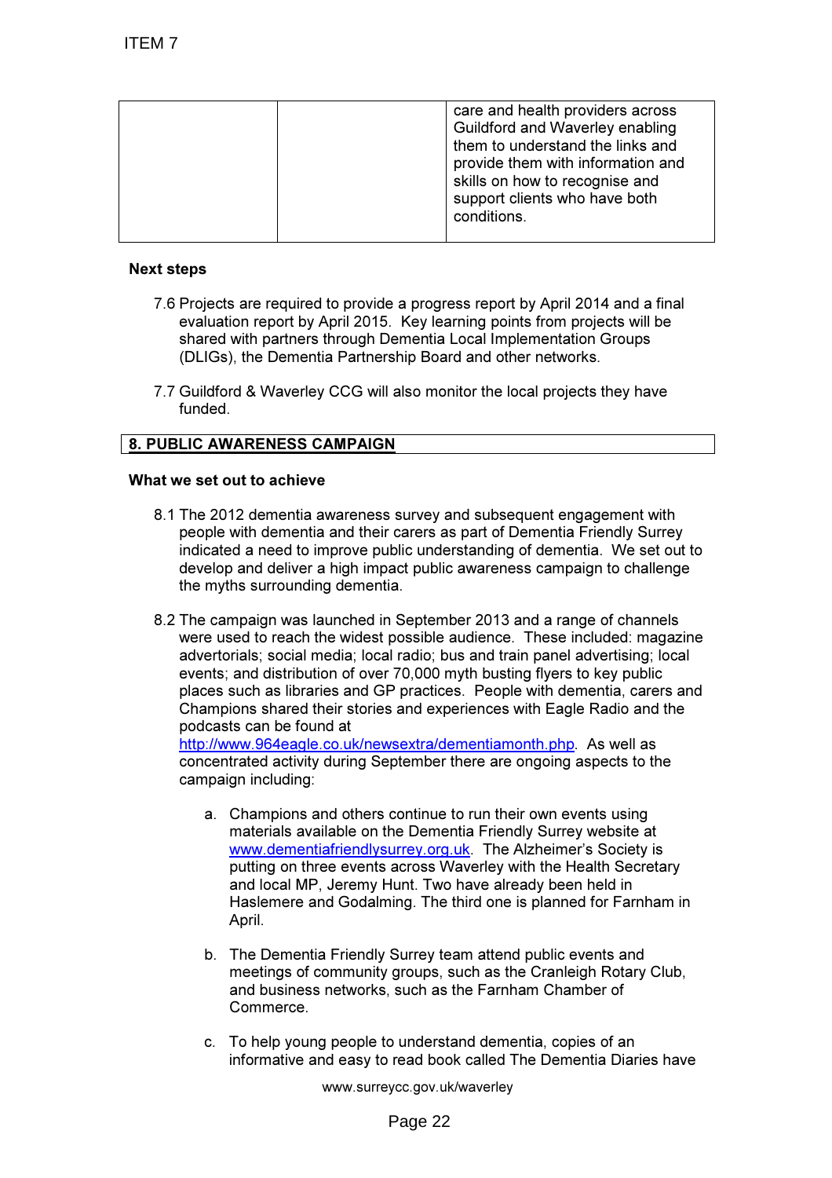| | | care and health providers across Guildford and Waverley enabling them to understand the links and provide them with information and skills on how to recognise and support clients who have both conditions. |
|---|---|---|

**Next steps**

7.6 Projects are required to provide a progress report by April 2014 and a final evaluation report by April 2015. Key learning points from projects will be shared with partners through Dementia Local Implementation Groups (DLIGs), the Dementia Partnership Board and other networks.

7.7 Guildford & Waverley CCG will also monitor the local projects they have funded.

## 8. PUBLIC AWARENESS CAMPAIGN

**What we set out to achieve**

8.1 The 2012 dementia awareness survey and subsequent engagement with people with dementia and their carers as part of Dementia Friendly Surrey indicated a need to improve public understanding of dementia. We set out to develop and deliver a high impact public awareness campaign to challenge the myths surrounding dementia.

8.2 The campaign was launched in September 2013 and a range of channels were used to reach the widest possible audience. These included: magazine advertorials; social media; local radio; bus and train panel advertising; local events; and distribution of over 70,000 myth busting flyers to key public places such as libraries and GP practices. People with dementia, carers and Champions shared their stories and experiences with Eagle Radio and the podcasts can be found at http://www.964eagle.co.uk/newsextra/dementiamonth.php. As well as concentrated activity during September there are ongoing aspects to the campaign including:

a. Champions and others continue to run their own events using materials available on the Dementia Friendly Surrey website at www.dementiafriendlysurrey.org.uk. The Alzheimer's Society is putting on three events across Waverley with the Health Secretary and local MP, Jeremy Hunt. Two have already been held in Haslemere and Godalming. The third one is planned for Farnham in April.

b. The Dementia Friendly Surrey team attend public events and meetings of community groups, such as the Cranleigh Rotary Club, and business networks, such as the Farnham Chamber of Commerce.

c. To help young people to understand dementia, copies of an informative and easy to read book called The Dementia Diaries have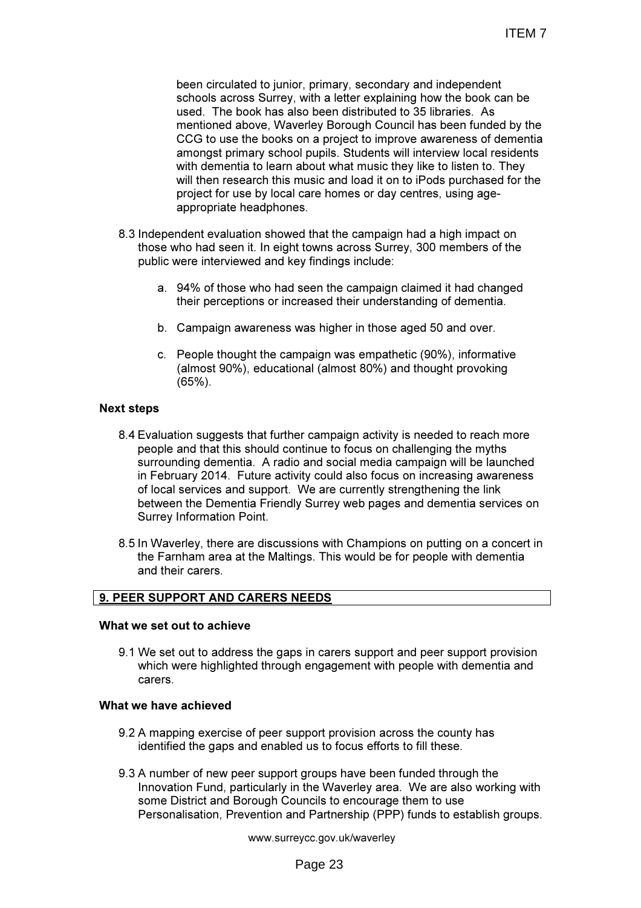been circulated to junior, primary, secondary and independent schools across Surrey, with a letter explaining how the book can be used. The book has also been distributed to 35 libraries. As mentioned above, Waverley Borough Council has been funded by the CCG to use the books on a project to improve awareness of dementia amongst primary school pupils. Students will interview local residents with dementia to learn about what music they like to listen to. They will then research this music and load it on to iPods purchased for the project for use by local care homes or day centres, using age-appropriate headphones.

8.3 Independent evaluation showed that the campaign had a high impact on those who had seen it. In eight towns across Surrey, 300 members of the public were interviewed and key findings include:

a. 94% of those who had seen the campaign claimed it had changed their perceptions or increased their understanding of dementia.

b. Campaign awareness was higher in those aged 50 and over.

c. People thought the campaign was empathetic (90%), informative (almost 90%), educational (almost 80%) and thought provoking (65%).

**Next steps**

8.4 Evaluation suggests that further campaign activity is needed to reach more people and that this should continue to focus on challenging the myths surrounding dementia. A radio and social media campaign will be launched in February 2014. Future activity could also focus on increasing awareness of local services and support. We are currently strengthening the link between the Dementia Friendly Surrey web pages and dementia services on Surrey Information Point.

8.5 In Waverley, there are discussions with Champions on putting on a concert in the Farnham area at the Maltings. This would be for people with dementia and their carers.

## 9. PEER SUPPORT AND CARERS NEEDS

**What we set out to achieve**

9.1 We set out to address the gaps in carers support and peer support provision which were highlighted through engagement with people with dementia and carers.

**What we have achieved**

9.2 A mapping exercise of peer support provision across the county has identified the gaps and enabled us to focus efforts to fill these.

9.3 A number of new peer support groups have been funded through the Innovation Fund, particularly in the Waverley area. We are also working with some District and Borough Councils to encourage them to use Personalisation, Prevention and Partnership (PPP) funds to establish groups.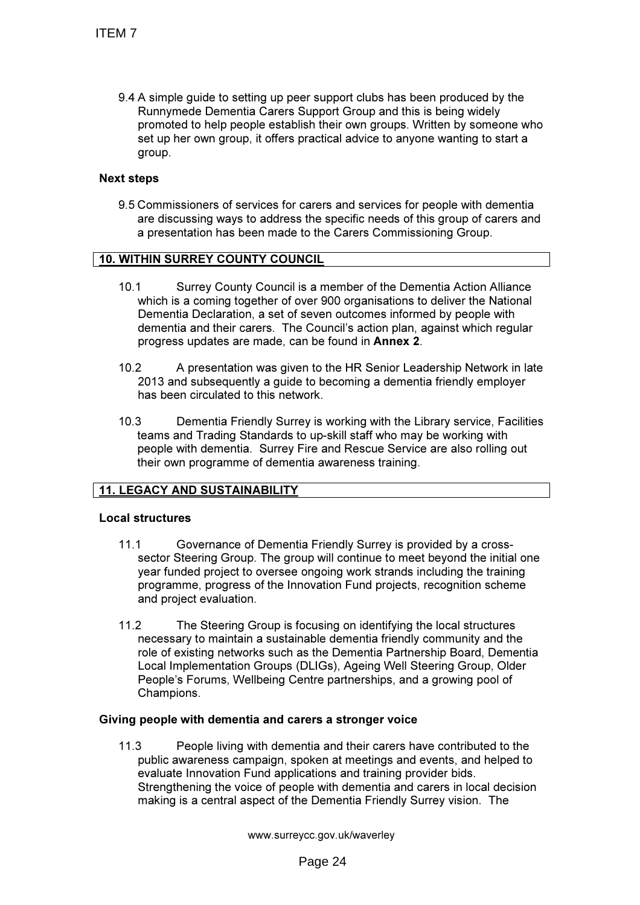9.4 A simple guide to setting up peer support clubs has been produced by the Runnymede Dementia Carers Support Group and this is being widely promoted to help people establish their own groups. Written by someone who set up her own group, it offers practical advice to anyone wanting to start a group.

**Next steps**

9.5 Commissioners of services for carers and services for people with dementia are discussing ways to address the specific needs of this group of carers and a presentation has been made to the Carers Commissioning Group.

## 10. WITHIN SURREY COUNTY COUNCIL

10.1 Surrey County Council is a member of the Dementia Action Alliance which is a coming together of over 900 organisations to deliver the National Dementia Declaration, a set of seven outcomes informed by people with dementia and their carers. The Council's action plan, against which regular progress updates are made, can be found in **Annex 2**.

10.2 A presentation was given to the HR Senior Leadership Network in late 2013 and subsequently a guide to becoming a dementia friendly employer has been circulated to this network.

10.3 Dementia Friendly Surrey is working with the Library service, Facilities teams and Trading Standards to up-skill staff who may be working with people with dementia. Surrey Fire and Rescue Service are also rolling out their own programme of dementia awareness training.

## 11. LEGACY AND SUSTAINABILITY

**Local structures**

11.1 Governance of Dementia Friendly Surrey is provided by a cross-sector Steering Group. The group will continue to meet beyond the initial one year funded project to oversee ongoing work strands including the training programme, progress of the Innovation Fund projects, recognition scheme and project evaluation.

11.2 The Steering Group is focusing on identifying the local structures necessary to maintain a sustainable dementia friendly community and the role of existing networks such as the Dementia Partnership Board, Dementia Local Implementation Groups (DLIGs), Ageing Well Steering Group, Older People's Forums, Wellbeing Centre partnerships, and a growing pool of Champions.

**Giving people with dementia and carers a stronger voice**

11.3 People living with dementia and their carers have contributed to the public awareness campaign, spoken at meetings and events, and helped to evaluate Innovation Fund applications and training provider bids. Strengthening the voice of people with dementia and carers in local decision making is a central aspect of the Dementia Friendly Surrey vision. The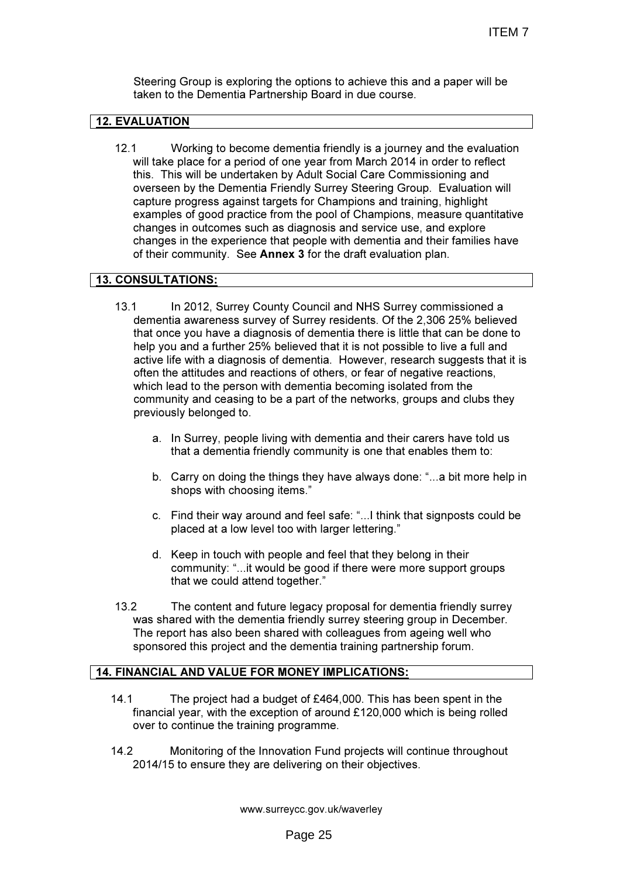Steering Group is exploring the options to achieve this and a paper will be taken to the Dementia Partnership Board in due course.

## 12. EVALUATION

12.1 Working to become dementia friendly is a journey and the evaluation will take place for a period of one year from March 2014 in order to reflect this. This will be undertaken by Adult Social Care Commissioning and overseen by the Dementia Friendly Surrey Steering Group. Evaluation will capture progress against targets for Champions and training, highlight examples of good practice from the pool of Champions, measure quantitative changes in outcomes such as diagnosis and service use, and explore changes in the experience that people with dementia and their families have of their community. See **Annex 3** for the draft evaluation plan.

## 13. CONSULTATIONS:

13.1 In 2012, Surrey County Council and NHS Surrey commissioned a dementia awareness survey of Surrey residents. Of the 2,306 25% believed that once you have a diagnosis of dementia there is little that can be done to help you and a further 25% believed that it is not possible to live a full and active life with a diagnosis of dementia. However, research suggests that it is often the attitudes and reactions of others, or fear of negative reactions, which lead to the person with dementia becoming isolated from the community and ceasing to be a part of the networks, groups and clubs they previously belonged to.

a. In Surrey, people living with dementia and their carers have told us that a dementia friendly community is one that enables them to:

b. Carry on doing the things they have always done: "...a bit more help in shops with choosing items."

c. Find their way around and feel safe: "...I think that signposts could be placed at a low level too with larger lettering."

d. Keep in touch with people and feel that they belong in their community: "...it would be good if there were more support groups that we could attend together."

13.2 The content and future legacy proposal for dementia friendly surrey was shared with the dementia friendly surrey steering group in December. The report has also been shared with colleagues from ageing well who sponsored this project and the dementia training partnership forum.

## 14. FINANCIAL AND VALUE FOR MONEY IMPLICATIONS:

14.1 The project had a budget of £464,000. This has been spent in the financial year, with the exception of around £120,000 which is being rolled over to continue the training programme.

14.2 Monitoring of the Innovation Fund projects will continue throughout 2014/15 to ensure they are delivering on their objectives.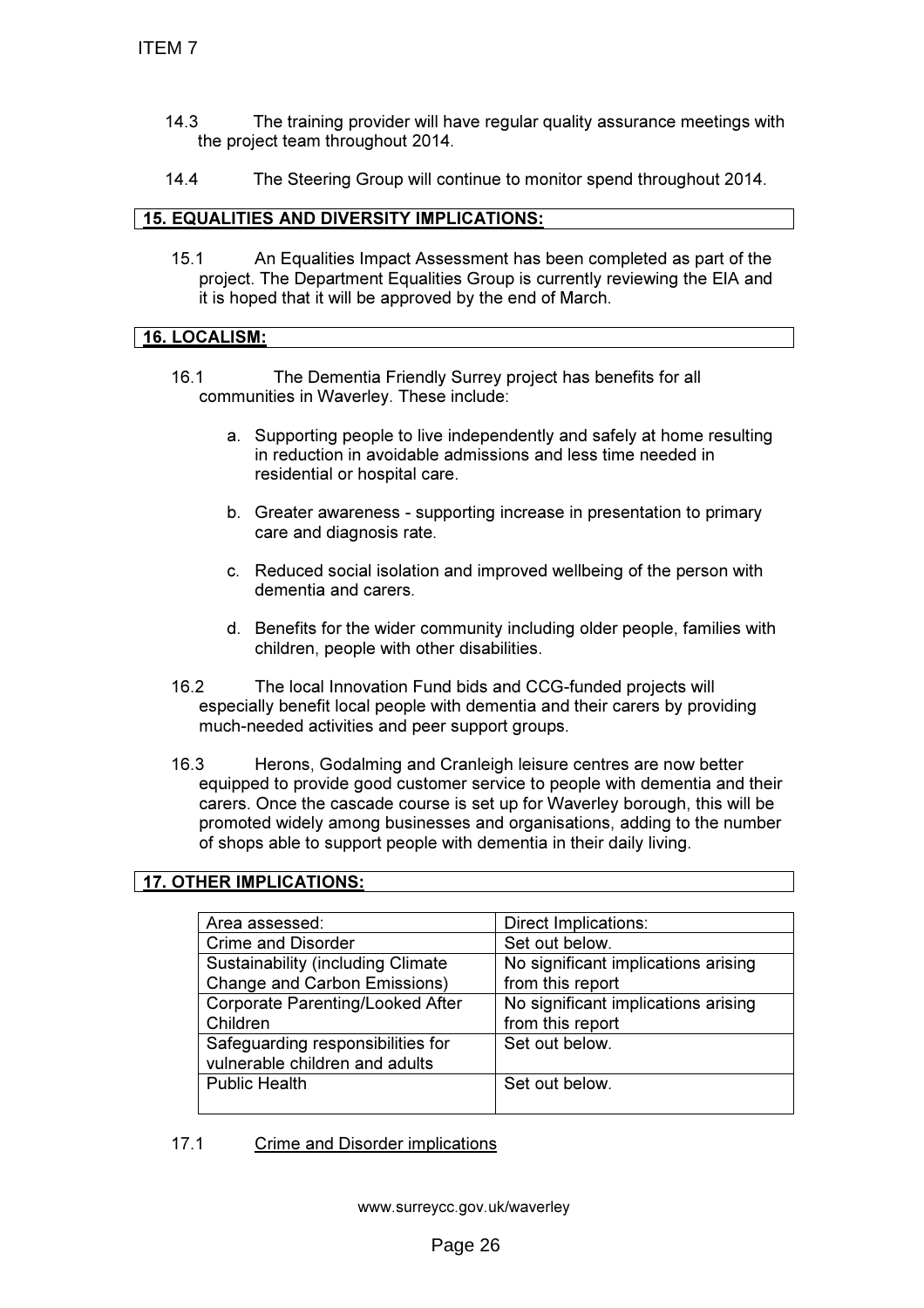14.3 The training provider will have regular quality assurance meetings with the project team throughout 2014.

14.4 The Steering Group will continue to monitor spend throughout 2014.

## 15. EQUALITIES AND DIVERSITY IMPLICATIONS:

15.1 An Equalities Impact Assessment has been completed as part of the project. The Department Equalities Group is currently reviewing the EIA and it is hoped that it will be approved by the end of March.

## 16. LOCALISM:

16.1 The Dementia Friendly Surrey project has benefits for all communities in Waverley. These include:

a. Supporting people to live independently and safely at home resulting in reduction in avoidable admissions and less time needed in residential or hospital care.

b. Greater awareness - supporting increase in presentation to primary care and diagnosis rate.

c. Reduced social isolation and improved wellbeing of the person with dementia and carers.

d. Benefits for the wider community including older people, families with children, people with other disabilities.

16.2 The local Innovation Fund bids and CCG-funded projects will especially benefit local people with dementia and their carers by providing much-needed activities and peer support groups.

16.3 Herons, Godalming and Cranleigh leisure centres are now better equipped to provide good customer service to people with dementia and their carers. Once the cascade course is set up for Waverley borough, this will be promoted widely among businesses and organisations, adding to the number of shops able to support people with dementia in their daily living.

## 17. OTHER IMPLICATIONS:

| Area assessed: | Direct Implications: |
|---|---|
| Crime and Disorder | Set out below. |
| Sustainability (including Climate Change and Carbon Emissions) | No significant implications arising from this report |
| Corporate Parenting/Looked After Children | No significant implications arising from this report |
| Safeguarding responsibilities for vulnerable children and adults | Set out below. |
| Public Health | Set out below. |

17.1 Crime and Disorder implications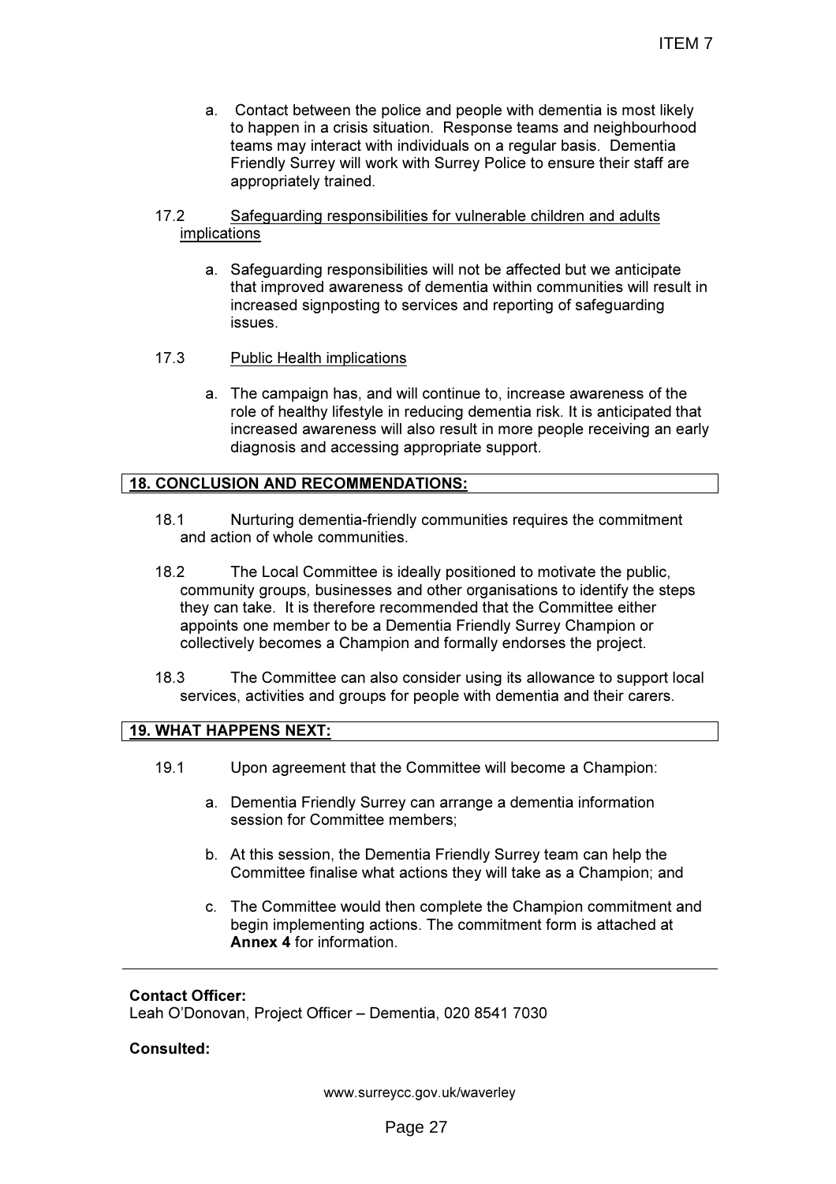a. Contact between the police and people with dementia is most likely to happen in a crisis situation. Response teams and neighbourhood teams may interact with individuals on a regular basis. Dementia Friendly Surrey will work with Surrey Police to ensure their staff are appropriately trained.

17.2 Safeguarding responsibilities for vulnerable children and adults implications

a. Safeguarding responsibilities will not be affected but we anticipate that improved awareness of dementia within communities will result in increased signposting to services and reporting of safeguarding issues.

17.3 Public Health implications

a. The campaign has, and will continue to, increase awareness of the role of healthy lifestyle in reducing dementia risk. It is anticipated that increased awareness will also result in more people receiving an early diagnosis and accessing appropriate support.

## 18. CONCLUSION AND RECOMMENDATIONS:

18.1 Nurturing dementia-friendly communities requires the commitment and action of whole communities.

18.2 The Local Committee is ideally positioned to motivate the public, community groups, businesses and other organisations to identify the steps they can take. It is therefore recommended that the Committee either appoints one member to be a Dementia Friendly Surrey Champion or collectively becomes a Champion and formally endorses the project.

18.3 The Committee can also consider using its allowance to support local services, activities and groups for people with dementia and their carers.

## 19. WHAT HAPPENS NEXT:

19.1 Upon agreement that the Committee will become a Champion:

a. Dementia Friendly Surrey can arrange a dementia information session for Committee members;

b. At this session, the Dementia Friendly Surrey team can help the Committee finalise what actions they will take as a Champion; and

c. The Committee would then complete the Champion commitment and begin implementing actions. The commitment form is attached at **Annex 4** for information.

---

**Contact Officer:**
Leah O'Donovan, Project Officer – Dementia, 020 8541 7030

**Consulted:**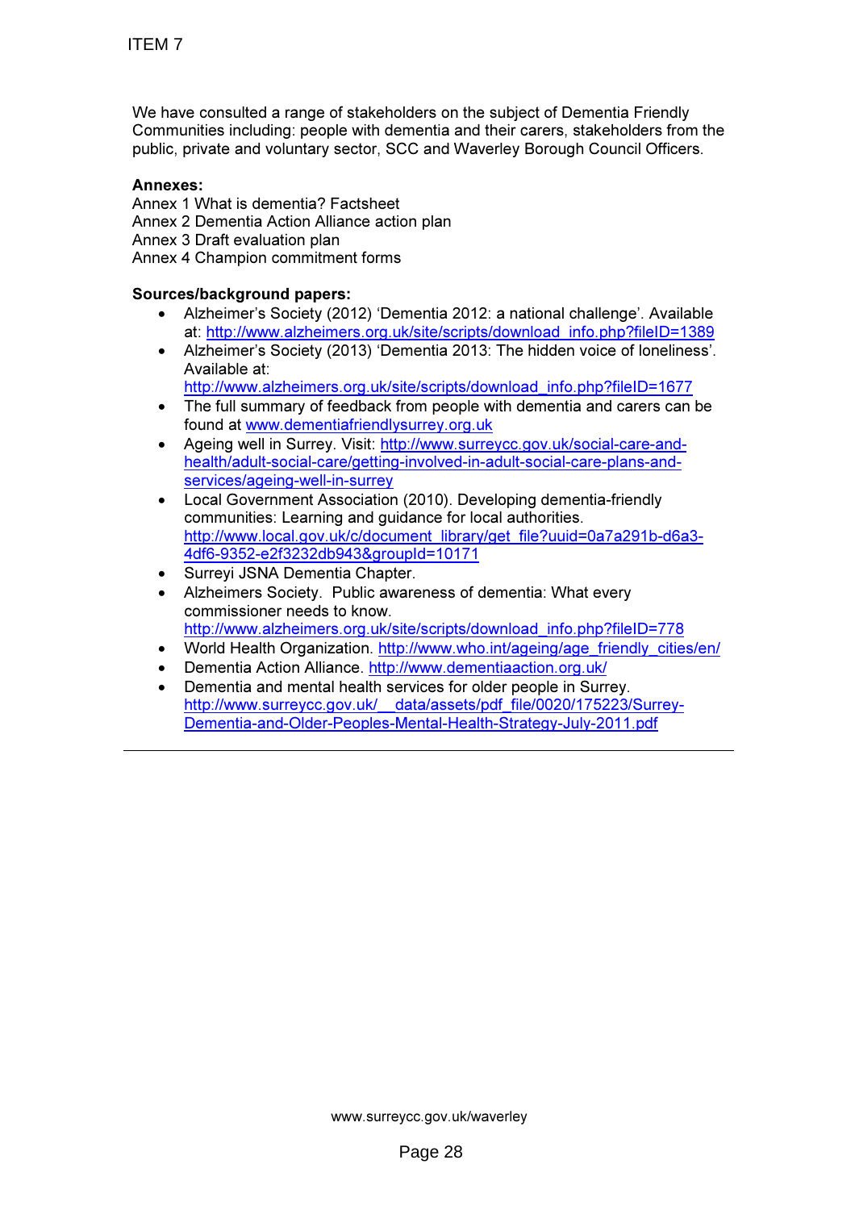We have consulted a range of stakeholders on the subject of Dementia Friendly Communities including: people with dementia and their carers, stakeholders from the public, private and voluntary sector, SCC and Waverley Borough Council Officers.

**Annexes:**

Annex 1 What is dementia? Factsheet
Annex 2 Dementia Action Alliance action plan
Annex 3 Draft evaluation plan
Annex 4 Champion commitment forms

**Sources/background papers:**

- Alzheimer's Society (2012) 'Dementia 2012: a national challenge'. Available at: http://www.alzheimers.org.uk/site/scripts/download_info.php?fileID=1389
- Alzheimer's Society (2013) 'Dementia 2013: The hidden voice of loneliness'. Available at: http://www.alzheimers.org.uk/site/scripts/download_info.php?fileID=1677
- The full summary of feedback from people with dementia and carers can be found at www.dementiafriendlysurrey.org.uk
- Ageing well in Surrey. Visit: http://www.surreycc.gov.uk/social-care-and-health/adult-social-care/getting-involved-in-adult-social-care-plans-and-services/ageing-well-in-surrey
- Local Government Association (2010). Developing dementia-friendly communities: Learning and guidance for local authorities. http://www.local.gov.uk/c/document_library/get_file?uuid=0a7a291b-d6a3-4df6-9352-e2f3232db943&groupId=10171
- Surreyi JSNA Dementia Chapter.
- Alzheimers Society. Public awareness of dementia: What every commissioner needs to know. http://www.alzheimers.org.uk/site/scripts/download_info.php?fileID=778
- World Health Organization. http://www.who.int/ageing/age_friendly_cities/en/
- Dementia Action Alliance. http://www.dementiaaction.org.uk/
- Dementia and mental health services for older people in Surrey. http://www.surreycc.gov.uk/__data/assets/pdf_file/0020/175223/Surrey-Dementia-and-Older-Peoples-Mental-Health-Strategy-July-2011.pdf

---